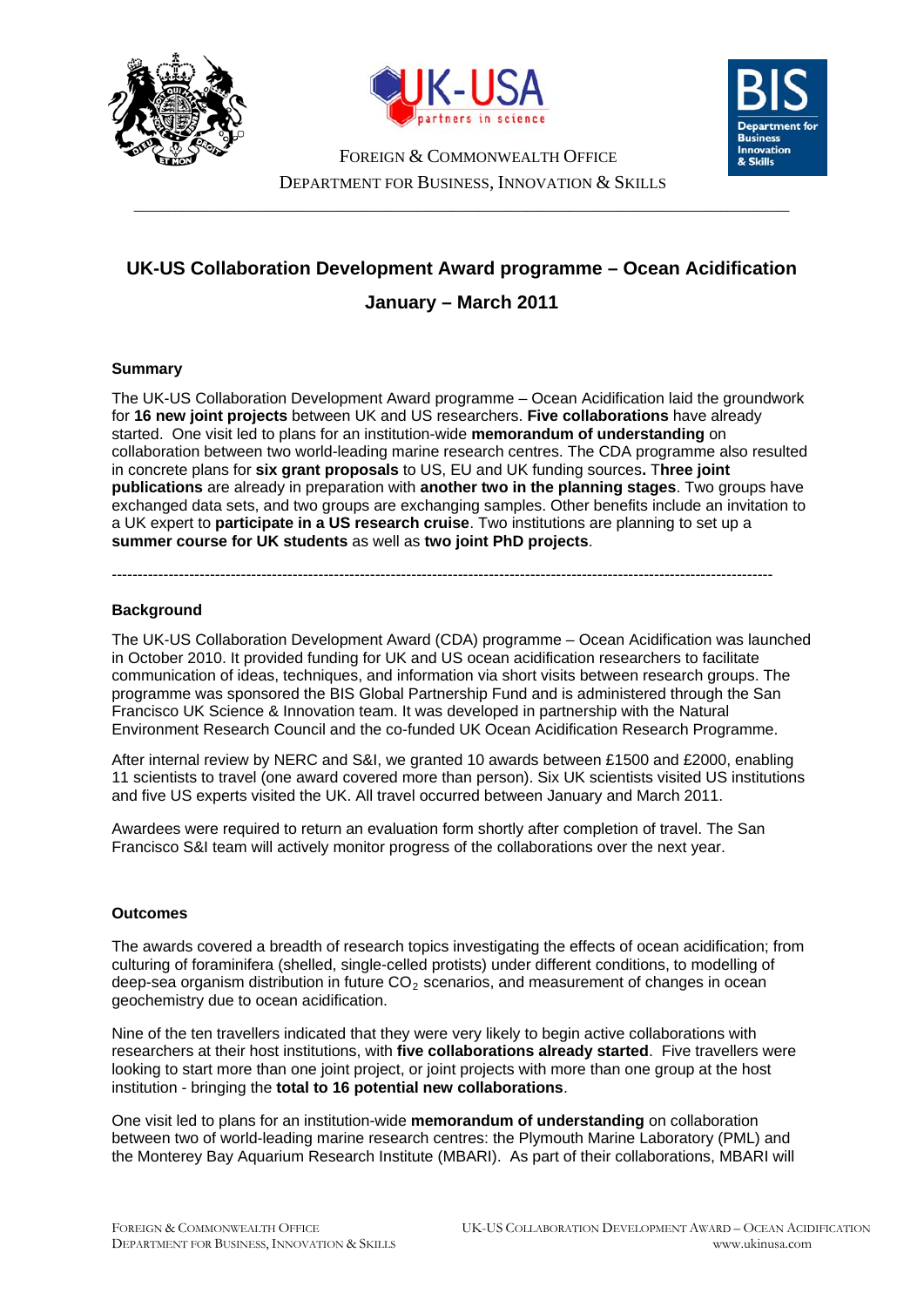FOREIGN & COMMONWEALTH OFFICE
DEPARTMENT FOR BUSINESS, INNOVATION & SKILLS

# UK-US Collaboration Development Award programme – Ocean Acidification

## January – March 2011

### Summary

The UK-US Collaboration Development Award programme – Ocean Acidification laid the groundwork for **16 new joint projects** between UK and US researchers. **Five collaborations** have already started. One visit led to plans for an institution-wide **memorandum of understanding** on collaboration between two world-leading marine research centres. The CDA programme also resulted in concrete plans for **six grant proposals** to US, EU and UK funding sources**.** T**hree joint publications** are already in preparation with **another two in the planning stages**. Two groups have exchanged data sets, and two groups are exchanging samples. Other benefits include an invitation to a UK expert to **participate in a US research cruise**. Two institutions are planning to set up a **summer course for UK students** as well as **two joint PhD projects**.

---

### Background

The UK-US Collaboration Development Award (CDA) programme – Ocean Acidification was launched in October 2010. It provided funding for UK and US ocean acidification researchers to facilitate communication of ideas, techniques, and information via short visits between research groups. The programme was sponsored the BIS Global Partnership Fund and is administered through the San Francisco UK Science & Innovation team. It was developed in partnership with the Natural Environment Research Council and the co-funded UK Ocean Acidification Research Programme.

After internal review by NERC and S&I, we granted 10 awards between £1500 and £2000, enabling 11 scientists to travel (one award covered more than person). Six UK scientists visited US institutions and five US experts visited the UK. All travel occurred between January and March 2011.

Awardees were required to return an evaluation form shortly after completion of travel. The San Francisco S&I team will actively monitor progress of the collaborations over the next year.

### Outcomes

The awards covered a breadth of research topics investigating the effects of ocean acidification; from culturing of foraminifera (shelled, single-celled protists) under different conditions, to modelling of deep-sea organism distribution in future $CO_2$ scenarios, and measurement of changes in ocean geochemistry due to ocean acidification.

Nine of the ten travellers indicated that they were very likely to begin active collaborations with researchers at their host institutions, with **five collaborations already started**. Five travellers were looking to start more than one joint project, or joint projects with more than one group at the host institution - bringing the **total to 16 potential new collaborations**.

One visit led to plans for an institution-wide **memorandum of understanding** on collaboration between two of world-leading marine research centres: the Plymouth Marine Laboratory (PML) and the Monterey Bay Aquarium Research Institute (MBARI). As part of their collaborations, MBARI will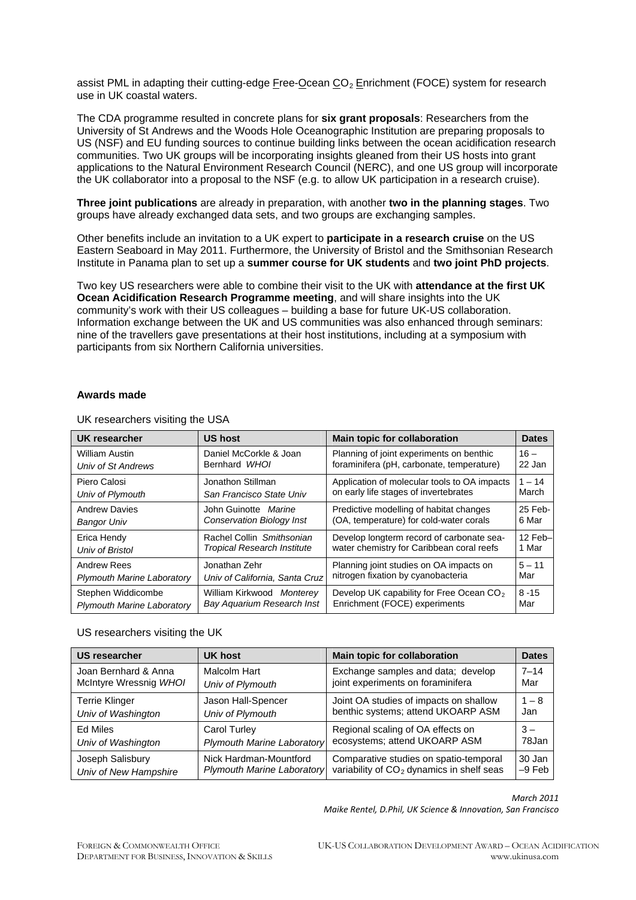assist PML in adapting their cutting-edge Free-Ocean $CO_2$ Enrichment (FOCE) system for research use in UK coastal waters.

The CDA programme resulted in concrete plans for **six grant proposals**: Researchers from the University of St Andrews and the Woods Hole Oceanographic Institution are preparing proposals to US (NSF) and EU funding sources to continue building links between the ocean acidification research communities. Two UK groups will be incorporating insights gleaned from their US hosts into grant applications to the Natural Environment Research Council (NERC), and one US group will incorporate the UK collaborator into a proposal to the NSF (e.g. to allow UK participation in a research cruise).

**Three joint publications** are already in preparation, with another **two in the planning stages**. Two groups have already exchanged data sets, and two groups are exchanging samples.

Other benefits include an invitation to a UK expert to **participate in a research cruise** on the US Eastern Seaboard in May 2011. Furthermore, the University of Bristol and the Smithsonian Research Institute in Panama plan to set up a **summer course for UK students** and **two joint PhD projects**.

Two key US researchers were able to combine their visit to the UK with **attendance at the first UK Ocean Acidification Research Programme meeting**, and will share insights into the UK community's work with their US colleagues – building a base for future UK-US collaboration. Information exchange between the UK and US communities was also enhanced through seminars: nine of the travellers gave presentations at their host institutions, including at a symposium with participants from six Northern California universities.

**Awards made**

UK researchers visiting the USA

| UK researcher | US host | Main topic for collaboration | Dates |
|---|---|---|---|
| William Austin *Univ of St Andrews* | Daniel McCorkle & Joan Bernhard *WHOI* | Planning of joint experiments on benthic foraminifera (pH, carbonate, temperature) | 16 – 22 Jan |
| Piero Calosi *Univ of Plymouth* | Jonathon Stillman *San Francisco State Univ* | Application of molecular tools to OA impacts on early life stages of invertebrates | 1 – 14 March |
| Andrew Davies *Bangor Univ* | John Guinotte *Marine Conservation Biology Inst* | Predictive modelling of habitat changes (OA, temperature) for cold-water corals | 25 Feb-6 Mar |
| Erica Hendy *Univ of Bristol* | Rachel Collin *Smithsonian Tropical Research Institute* | Develop longterm record of carbonate sea-water chemistry for Caribbean coral reefs | 12 Feb–1 Mar |
| Andrew Rees *Plymouth Marine Laboratory* | Jonathan Zehr *Univ of California, Santa Cruz* | Planning joint studies on OA impacts on nitrogen fixation by cyanobacteria | 5 – 11 Mar |
| Stephen Widdicombe *Plymouth Marine Laboratory* | William Kirkwood *Monterey Bay Aquarium Research Inst* | Develop UK capability for Free Ocean $CO_2$ Enrichment (FOCE) experiments | 8 -15 Mar |

US researchers visiting the UK

| US researcher | UK host | Main topic for collaboration | Dates |
|---|---|---|---|
| Joan Bernhard & Anna McIntyre Wressnig *WHOI* | Malcolm Hart *Univ of Plymouth* | Exchange samples and data; develop joint experiments on foraminifera | 7–14 Mar |
| Terrie Klinger *Univ of Washington* | Jason Hall-Spencer *Univ of Plymouth* | Joint OA studies of impacts on shallow benthic systems; attend UKOARP ASM | 1 – 8 Jan |
| Ed Miles *Univ of Washington* | Carol Turley *Plymouth Marine Laboratory* | Regional scaling of OA effects on ecosystems; attend UKOARP ASM | 3 – 78Jan |
| Joseph Salisbury *Univ of New Hampshire* | Nick Hardman-Mountford *Plymouth Marine Laboratory* | Comparative studies on spatio-temporal variability of $CO_2$ dynamics in shelf seas | 30 Jan –9 Feb |

*March 2011*
*Maike Rentel, D.Phil, UK Science & Innovation, San Francisco*